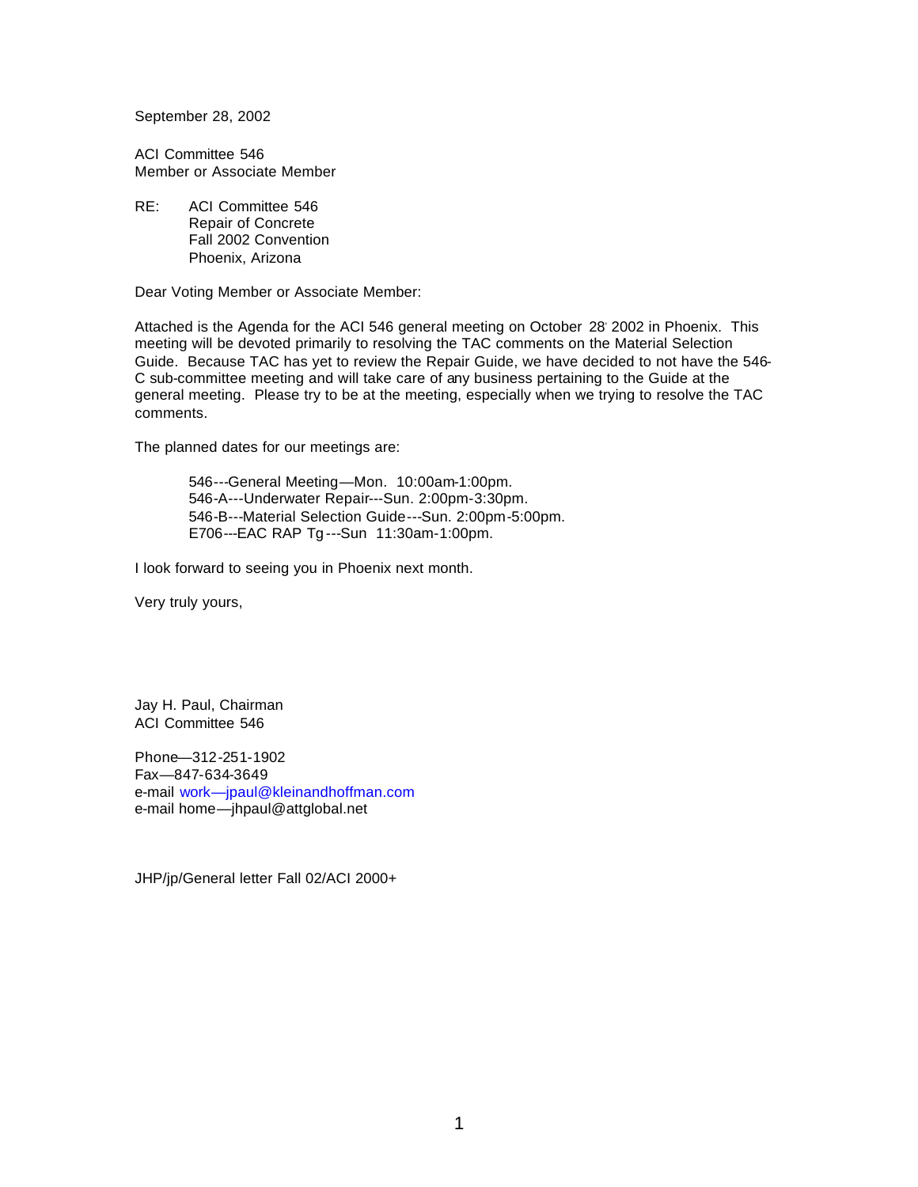September 28, 2002

ACI Committee 546
Member or Associate Member

RE: ACI Committee 546
Repair of Concrete
Fall 2002 Convention
Phoenix, Arizona

Dear Voting Member or Associate Member:

Attached is the Agenda for the ACI 546 general meeting on October 28, 2002 in Phoenix. This meeting will be devoted primarily to resolving the TAC comments on the Material Selection Guide. Because TAC has yet to review the Repair Guide, we have decided to not have the 546-C sub-committee meeting and will take care of any business pertaining to the Guide at the general meeting. Please try to be at the meeting, especially when we trying to resolve the TAC comments.

The planned dates for our meetings are:

546---General Meeting—Mon. 10:00am-1:00pm.
546-A---Underwater Repair---Sun. 2:00pm-3:30pm.
546-B---Material Selection Guide---Sun. 2:00pm-5:00pm.
E706---EAC RAP Tg---Sun 11:30am-1:00pm.

I look forward to seeing you in Phoenix next month.

Very truly yours,

Jay H. Paul, Chairman
ACI Committee 546

Phone—312-251-1902
Fax—847-634-3649
e-mail work—jpaul@kleinandhoffman.com
e-mail home—jhpaul@attglobal.net

JHP/jp/General letter Fall 02/ACI 2000+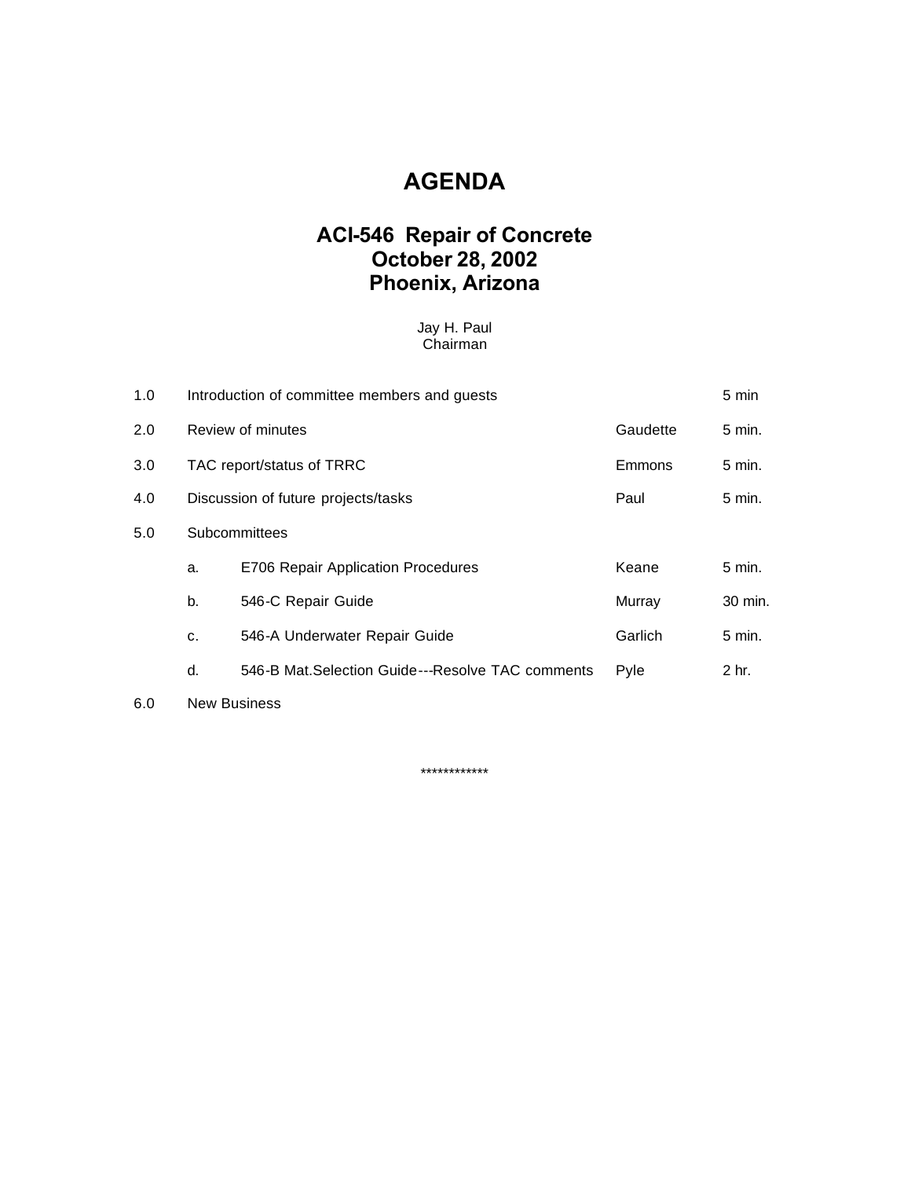# AGENDA

## ACI-546 Repair of Concrete
## October 28, 2002
## Phoenix, Arizona

Jay H. Paul
Chairman

| | | | | |
|---|---|---|---|---|
| 1.0 | Introduction of committee members and guests | | | 5 min |
| 2.0 | Review of minutes | | Gaudette | 5 min. |
| 3.0 | TAC report/status of TRRC | | Emmons | 5 min. |
| 4.0 | Discussion of future projects/tasks | | Paul | 5 min. |
| 5.0 | Subcommittees | | | |
| | a. | E706 Repair Application Procedures | Keane | 5 min. |
| | b. | 546-C Repair Guide | Murray | 30 min. |
| | c. | 546-A Underwater Repair Guide | Garlich | 5 min. |
| | d. | 546-B Mat.Selection Guide---Resolve TAC comments | Pyle | 2 hr. |
| 6.0 | New Business | | | |

************